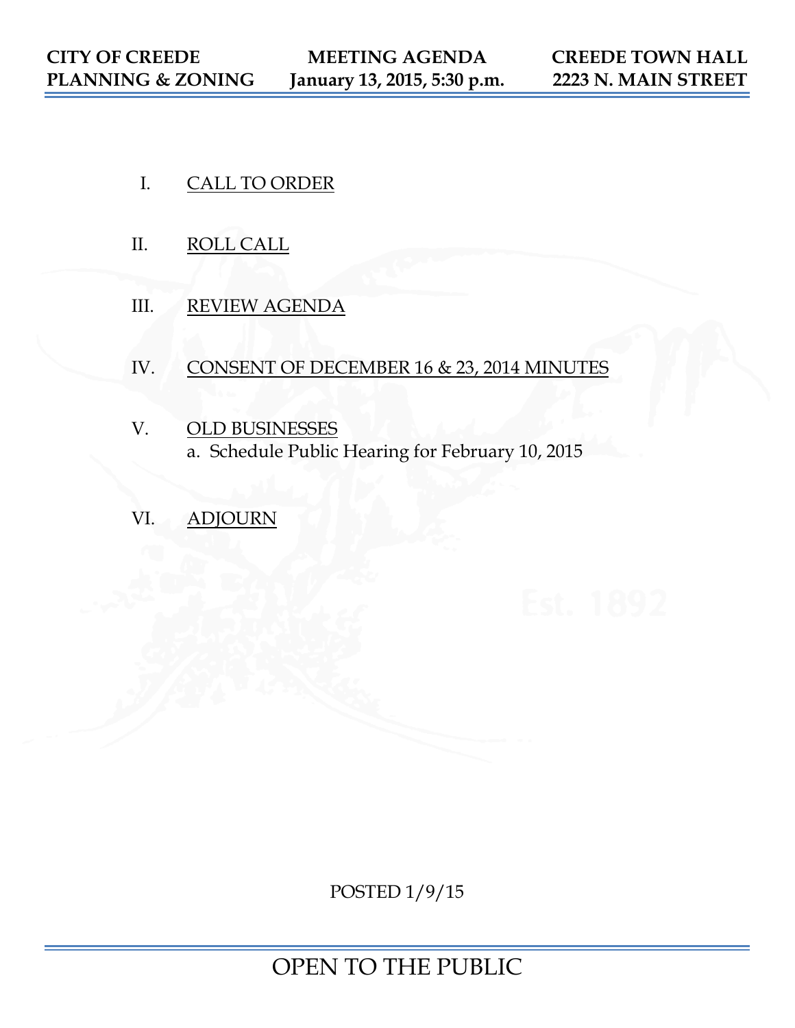**CITY OF CREEDE**
**PLANNING & ZONING**

**MEETING AGENDA**
**January 13, 2015, 5:30 p.m.**

**CREEDE TOWN HALL**
**2223 N. MAIN STREET**

I. CALL TO ORDER

II. ROLL CALL

III. REVIEW AGENDA

IV. CONSENT OF DECEMBER 16 & 23, 2014 MINUTES

V. OLD BUSINESSES
   a. Schedule Public Hearing for February 10, 2015

VI. ADJOURN

POSTED 1/9/15

OPEN TO THE PUBLIC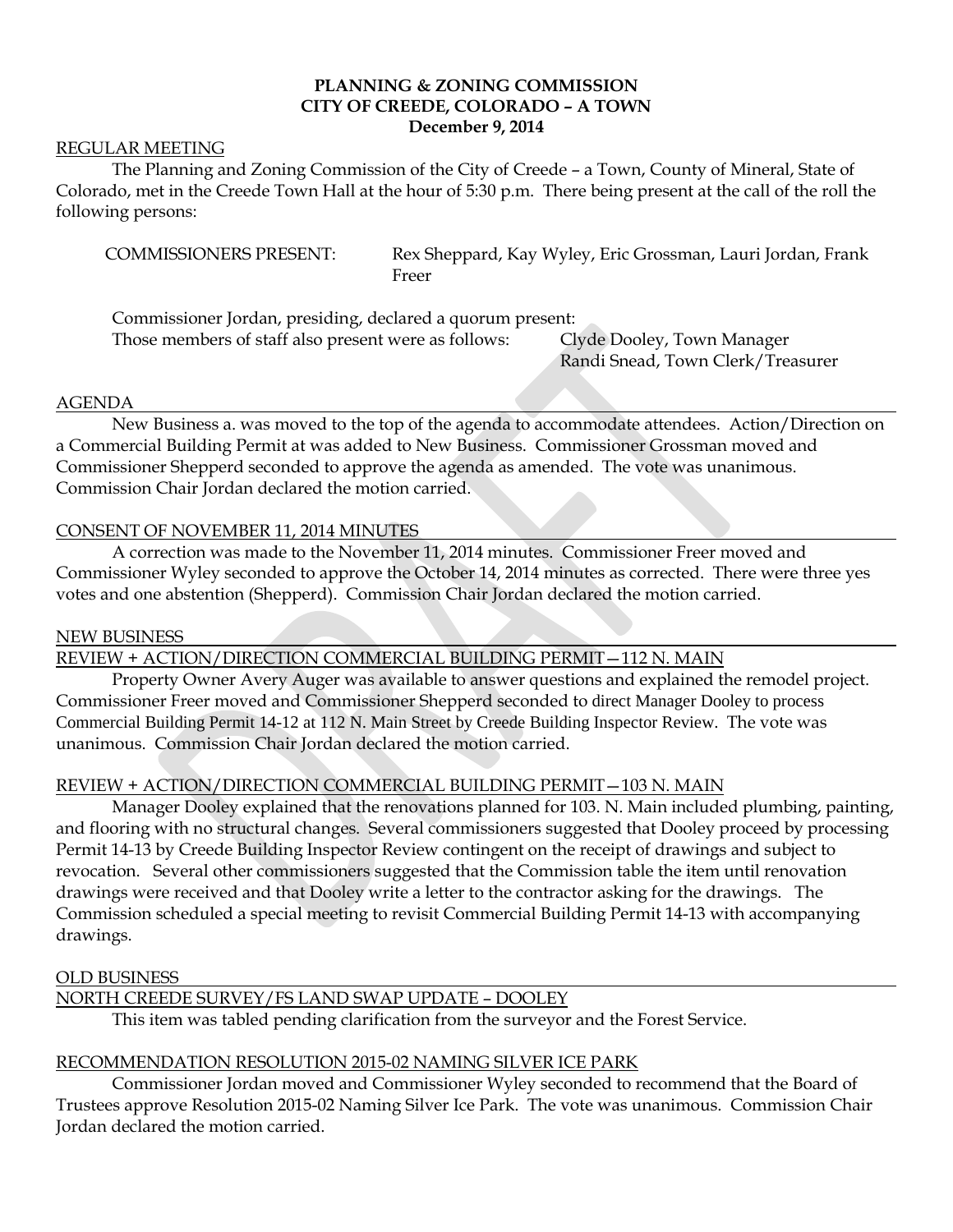**PLANNING & ZONING COMMISSION**
**CITY OF CREEDE, COLORADO – A TOWN**
**December 9, 2014**

REGULAR MEETING

The Planning and Zoning Commission of the City of Creede – a Town, County of Mineral, State of Colorado, met in the Creede Town Hall at the hour of 5:30 p.m. There being present at the call of the roll the following persons:

COMMISSIONERS PRESENT: Rex Sheppard, Kay Wyley, Eric Grossman, Lauri Jordan, Frank Freer

Commissioner Jordan, presiding, declared a quorum present:

Those members of staff also present were as follows: Clyde Dooley, Town Manager
Randi Snead, Town Clerk/Treasurer

AGENDA

New Business a. was moved to the top of the agenda to accommodate attendees. Action/Direction on a Commercial Building Permit at was added to New Business. Commissioner Grossman moved and Commissioner Shepperd seconded to approve the agenda as amended. The vote was unanimous. Commission Chair Jordan declared the motion carried.

CONSENT OF NOVEMBER 11, 2014 MINUTES

A correction was made to the November 11, 2014 minutes. Commissioner Freer moved and Commissioner Wyley seconded to approve the October 14, 2014 minutes as corrected. There were three yes votes and one abstention (Shepperd). Commission Chair Jordan declared the motion carried.

NEW BUSINESS

REVIEW + ACTION/DIRECTION COMMERCIAL BUILDING PERMIT—112 N. MAIN

Property Owner Avery Auger was available to answer questions and explained the remodel project. Commissioner Freer moved and Commissioner Shepperd seconded to direct Manager Dooley to process Commercial Building Permit 14-12 at 112 N. Main Street by Creede Building Inspector Review. The vote was unanimous. Commission Chair Jordan declared the motion carried.

REVIEW + ACTION/DIRECTION COMMERCIAL BUILDING PERMIT—103 N. MAIN

Manager Dooley explained that the renovations planned for 103. N. Main included plumbing, painting, and flooring with no structural changes. Several commissioners suggested that Dooley proceed by processing Permit 14-13 by Creede Building Inspector Review contingent on the receipt of drawings and subject to revocation. Several other commissioners suggested that the Commission table the item until renovation drawings were received and that Dooley write a letter to the contractor asking for the drawings. The Commission scheduled a special meeting to revisit Commercial Building Permit 14-13 with accompanying drawings.

OLD BUSINESS

NORTH CREEDE SURVEY/FS LAND SWAP UPDATE – DOOLEY

This item was tabled pending clarification from the surveyor and the Forest Service.

RECOMMENDATION RESOLUTION 2015-02 NAMING SILVER ICE PARK

Commissioner Jordan moved and Commissioner Wyley seconded to recommend that the Board of Trustees approve Resolution 2015-02 Naming Silver Ice Park. The vote was unanimous. Commission Chair Jordan declared the motion carried.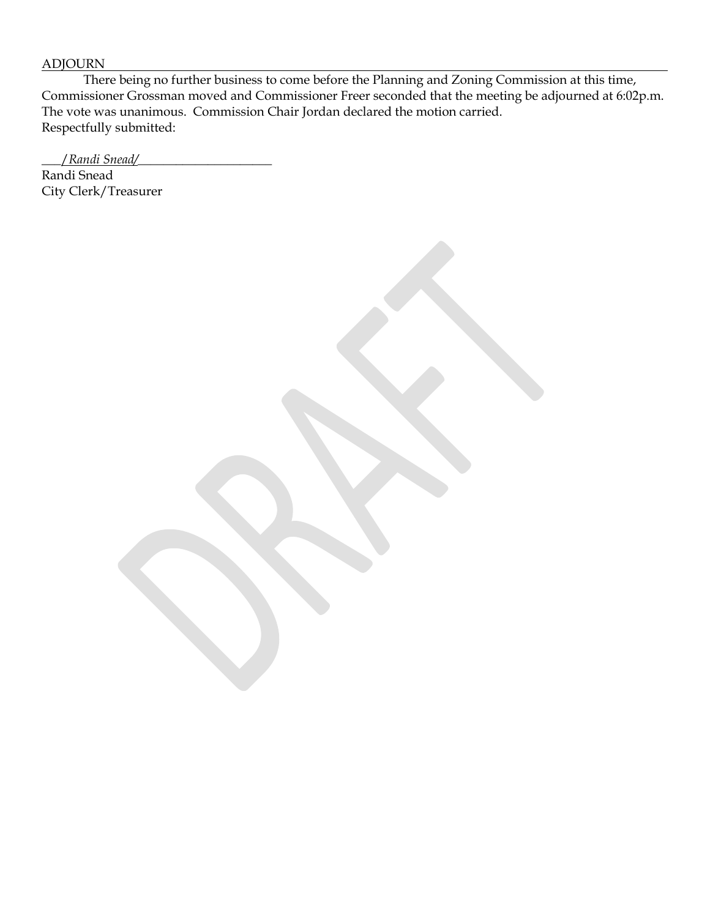ADJOURN

There being no further business to come before the Planning and Zoning Commission at this time, Commissioner Grossman moved and Commissioner Freer seconded that the meeting be adjourned at 6:02p.m. The vote was unanimous. Commission Chair Jordan declared the motion carried.

Respectfully submitted:

___*/Randi Snead/*______________________

Randi Snead
City Clerk/Treasurer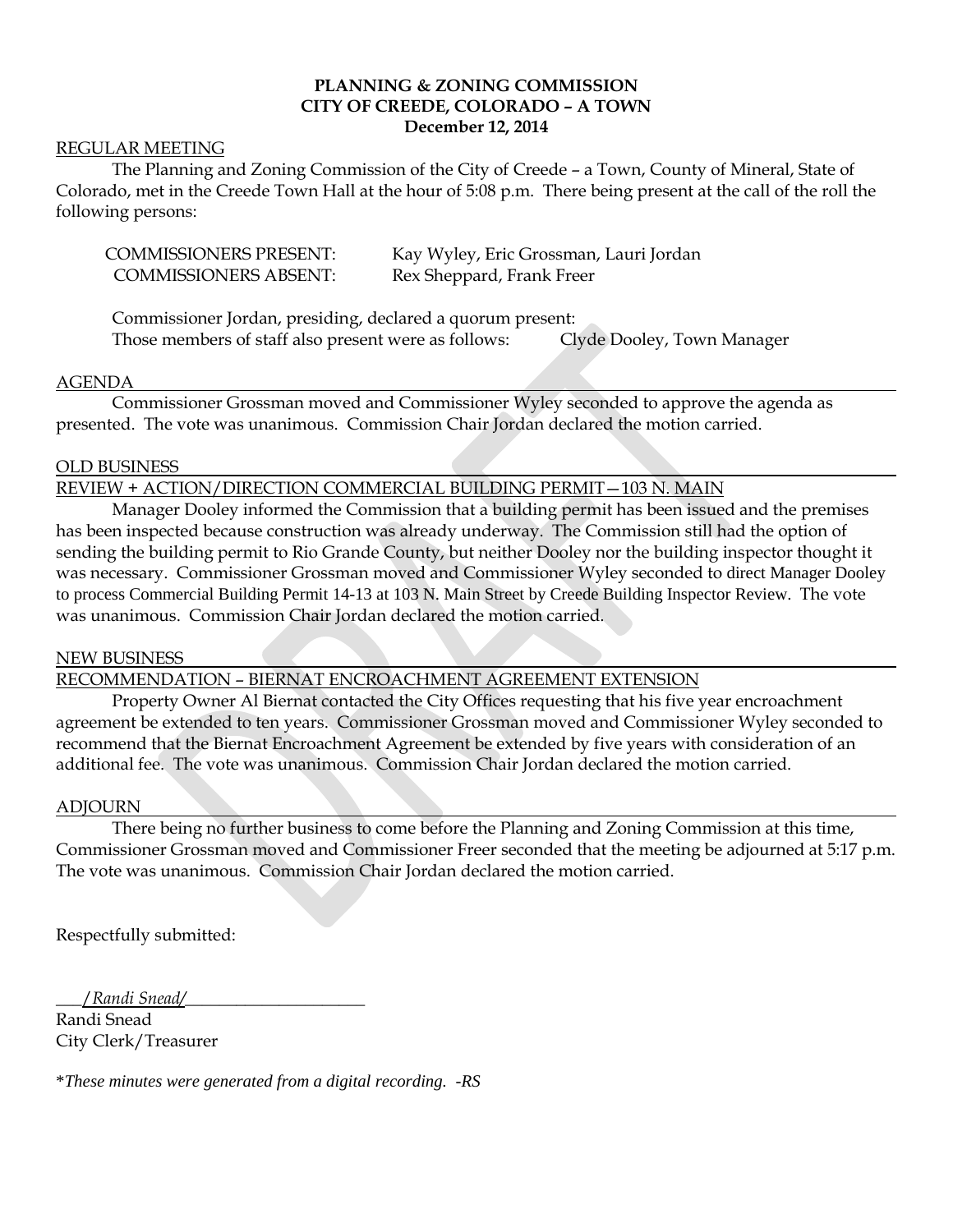**PLANNING & ZONING COMMISSION**
**CITY OF CREEDE, COLORADO – A TOWN**
**December 12, 2014**

REGULAR MEETING

The Planning and Zoning Commission of the City of Creede – a Town, County of Mineral, State of Colorado, met in the Creede Town Hall at the hour of 5:08 p.m. There being present at the call of the roll the following persons:

| | |
|---|---|
| COMMISSIONERS PRESENT: | Kay Wyley, Eric Grossman, Lauri Jordan |
| COMMISSIONERS ABSENT: | Rex Sheppard, Frank Freer |

Commissioner Jordan, presiding, declared a quorum present:
Those members of staff also present were as follows: Clyde Dooley, Town Manager

AGENDA

Commissioner Grossman moved and Commissioner Wyley seconded to approve the agenda as presented. The vote was unanimous. Commission Chair Jordan declared the motion carried.

OLD BUSINESS

REVIEW + ACTION/DIRECTION COMMERCIAL BUILDING PERMIT—103 N. MAIN

Manager Dooley informed the Commission that a building permit has been issued and the premises has been inspected because construction was already underway. The Commission still had the option of sending the building permit to Rio Grande County, but neither Dooley nor the building inspector thought it was necessary. Commissioner Grossman moved and Commissioner Wyley seconded to direct Manager Dooley to process Commercial Building Permit 14-13 at 103 N. Main Street by Creede Building Inspector Review. The vote was unanimous. Commission Chair Jordan declared the motion carried.

NEW BUSINESS

RECOMMENDATION – BIERNAT ENCROACHMENT AGREEMENT EXTENSION

Property Owner Al Biernat contacted the City Offices requesting that his five year encroachment agreement be extended to ten years. Commissioner Grossman moved and Commissioner Wyley seconded to recommend that the Biernat Encroachment Agreement be extended by five years with consideration of an additional fee. The vote was unanimous. Commission Chair Jordan declared the motion carried.

ADJOURN

There being no further business to come before the Planning and Zoning Commission at this time, Commissioner Grossman moved and Commissioner Freer seconded that the meeting be adjourned at 5:17 p.m. The vote was unanimous. Commission Chair Jordan declared the motion carried.

Respectfully submitted:

*/Randi Snead/*
Randi Snead
City Clerk/Treasurer

\**These minutes were generated from a digital recording. -RS*